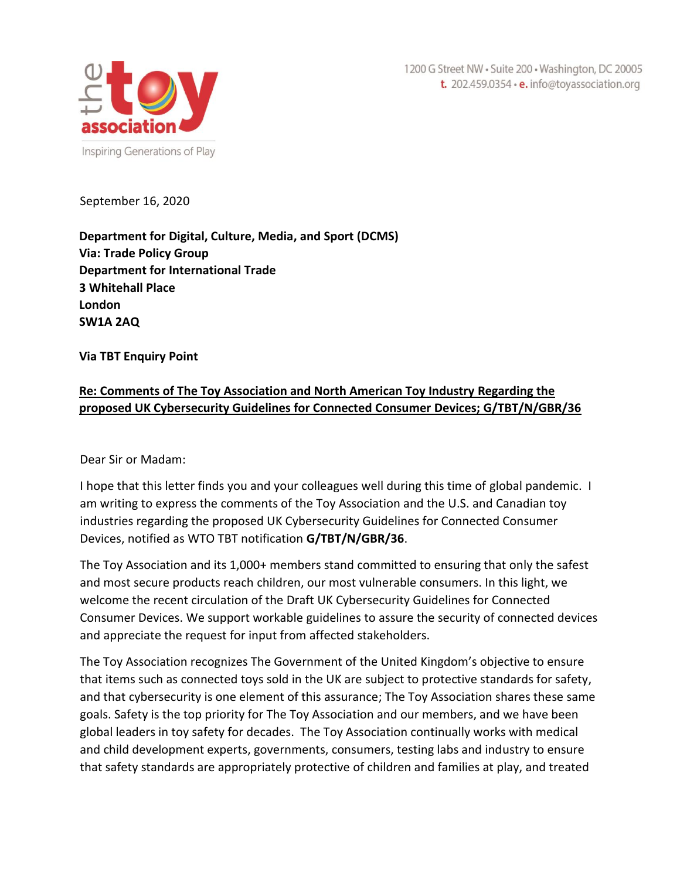the toy association

Inspiring Generations of Play

1200 G Street NW • Suite 200 • Washington, DC 20005
**t.** 202.459.0354 • **e.** info@toyassociation.org

September 16, 2020

**Department for Digital, Culture, Media, and Sport (DCMS)**
**Via: Trade Policy Group**
**Department for International Trade**
**3 Whitehall Place**
**London**
**SW1A 2AQ**

**Via TBT Enquiry Point**

**Re: Comments of The Toy Association and North American Toy Industry Regarding the proposed UK Cybersecurity Guidelines for Connected Consumer Devices; G/TBT/N/GBR/36**

Dear Sir or Madam:

I hope that this letter finds you and your colleagues well during this time of global pandemic. I am writing to express the comments of the Toy Association and the U.S. and Canadian toy industries regarding the proposed UK Cybersecurity Guidelines for Connected Consumer Devices, notified as WTO TBT notification **G/TBT/N/GBR/36**.

The Toy Association and its 1,000+ members stand committed to ensuring that only the safest and most secure products reach children, our most vulnerable consumers. In this light, we welcome the recent circulation of the Draft UK Cybersecurity Guidelines for Connected Consumer Devices. We support workable guidelines to assure the security of connected devices and appreciate the request for input from affected stakeholders.

The Toy Association recognizes The Government of the United Kingdom's objective to ensure that items such as connected toys sold in the UK are subject to protective standards for safety, and that cybersecurity is one element of this assurance; The Toy Association shares these same goals. Safety is the top priority for The Toy Association and our members, and we have been global leaders in toy safety for decades. The Toy Association continually works with medical and child development experts, governments, consumers, testing labs and industry to ensure that safety standards are appropriately protective of children and families at play, and treated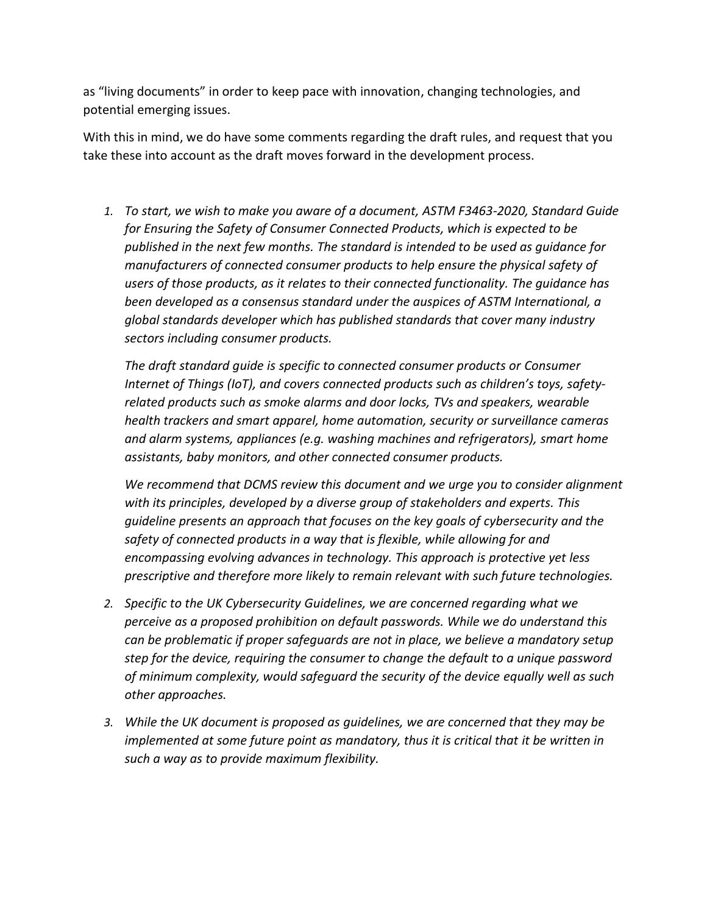as "living documents" in order to keep pace with innovation, changing technologies, and potential emerging issues.

With this in mind, we do have some comments regarding the draft rules, and request that you take these into account as the draft moves forward in the development process.

1. *To start, we wish to make you aware of a document, ASTM F3463-2020, Standard Guide for Ensuring the Safety of Consumer Connected Products, which is expected to be published in the next few months. The standard is intended to be used as guidance for manufacturers of connected consumer products to help ensure the physical safety of users of those products, as it relates to their connected functionality. The guidance has been developed as a consensus standard under the auspices of ASTM International, a global standards developer which has published standards that cover many industry sectors including consumer products.*

   *The draft standard guide is specific to connected consumer products or Consumer Internet of Things (IoT), and covers connected products such as children's toys, safety-related products such as smoke alarms and door locks, TVs and speakers, wearable health trackers and smart apparel, home automation, security or surveillance cameras and alarm systems, appliances (e.g. washing machines and refrigerators), smart home assistants, baby monitors, and other connected consumer products.*

   *We recommend that DCMS review this document and we urge you to consider alignment with its principles, developed by a diverse group of stakeholders and experts. This guideline presents an approach that focuses on the key goals of cybersecurity and the safety of connected products in a way that is flexible, while allowing for and encompassing evolving advances in technology. This approach is protective yet less prescriptive and therefore more likely to remain relevant with such future technologies.*

2. *Specific to the UK Cybersecurity Guidelines, we are concerned regarding what we perceive as a proposed prohibition on default passwords. While we do understand this can be problematic if proper safeguards are not in place, we believe a mandatory setup step for the device, requiring the consumer to change the default to a unique password of minimum complexity, would safeguard the security of the device equally well as such other approaches.*

3. *While the UK document is proposed as guidelines, we are concerned that they may be implemented at some future point as mandatory, thus it is critical that it be written in such a way as to provide maximum flexibility.*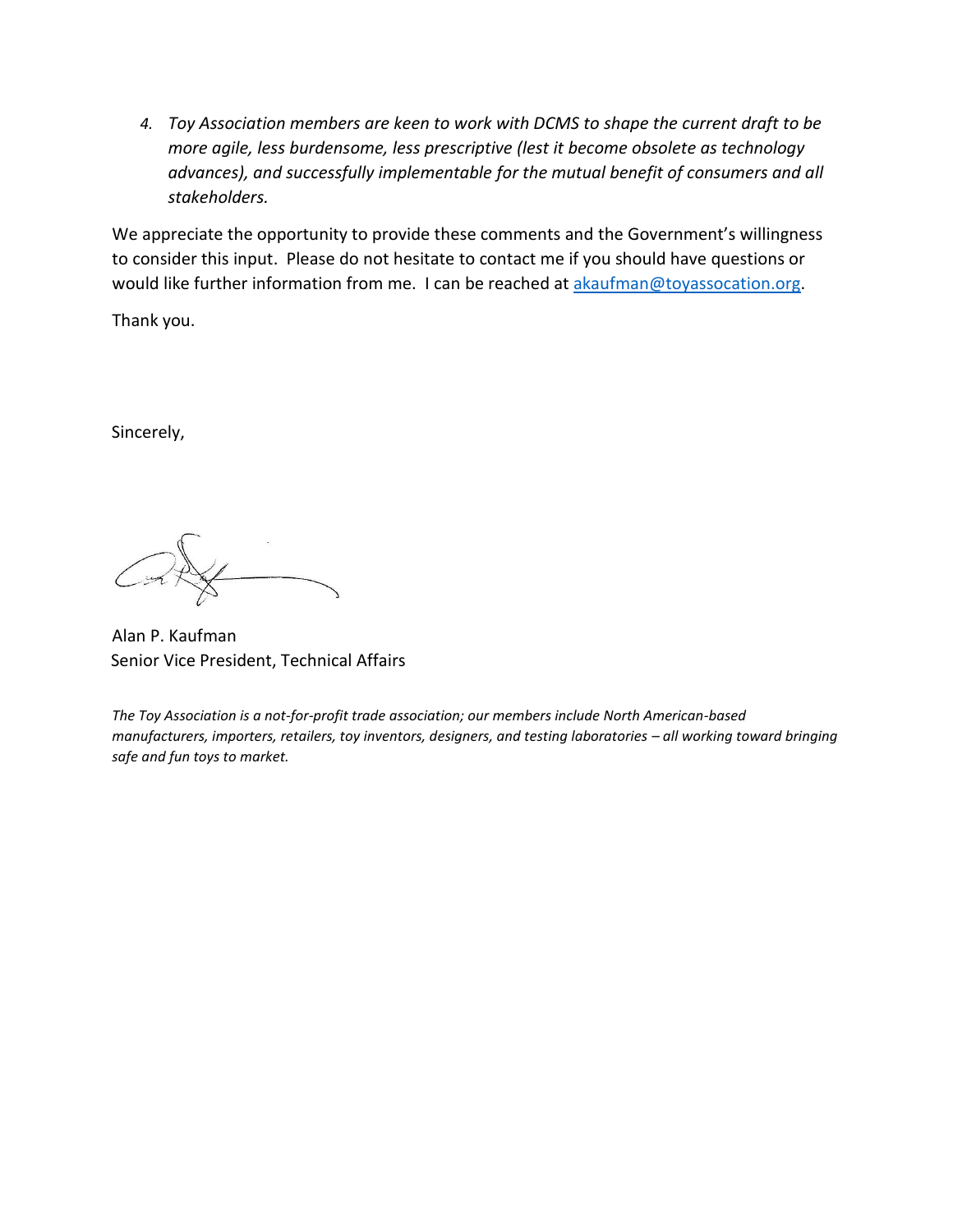4. *Toy Association members are keen to work with DCMS to shape the current draft to be more agile, less burdensome, less prescriptive (lest it become obsolete as technology advances), and successfully implementable for the mutual benefit of consumers and all stakeholders.*

We appreciate the opportunity to provide these comments and the Government's willingness to consider this input. Please do not hesitate to contact me if you should have questions or would like further information from me. I can be reached at akaufman@toyassocation.org.

Thank you.

Sincerely,

Alan P. Kaufman
Senior Vice President, Technical Affairs

*The Toy Association is a not-for-profit trade association; our members include North American-based manufacturers, importers, retailers, toy inventors, designers, and testing laboratories – all working toward bringing safe and fun toys to market.*